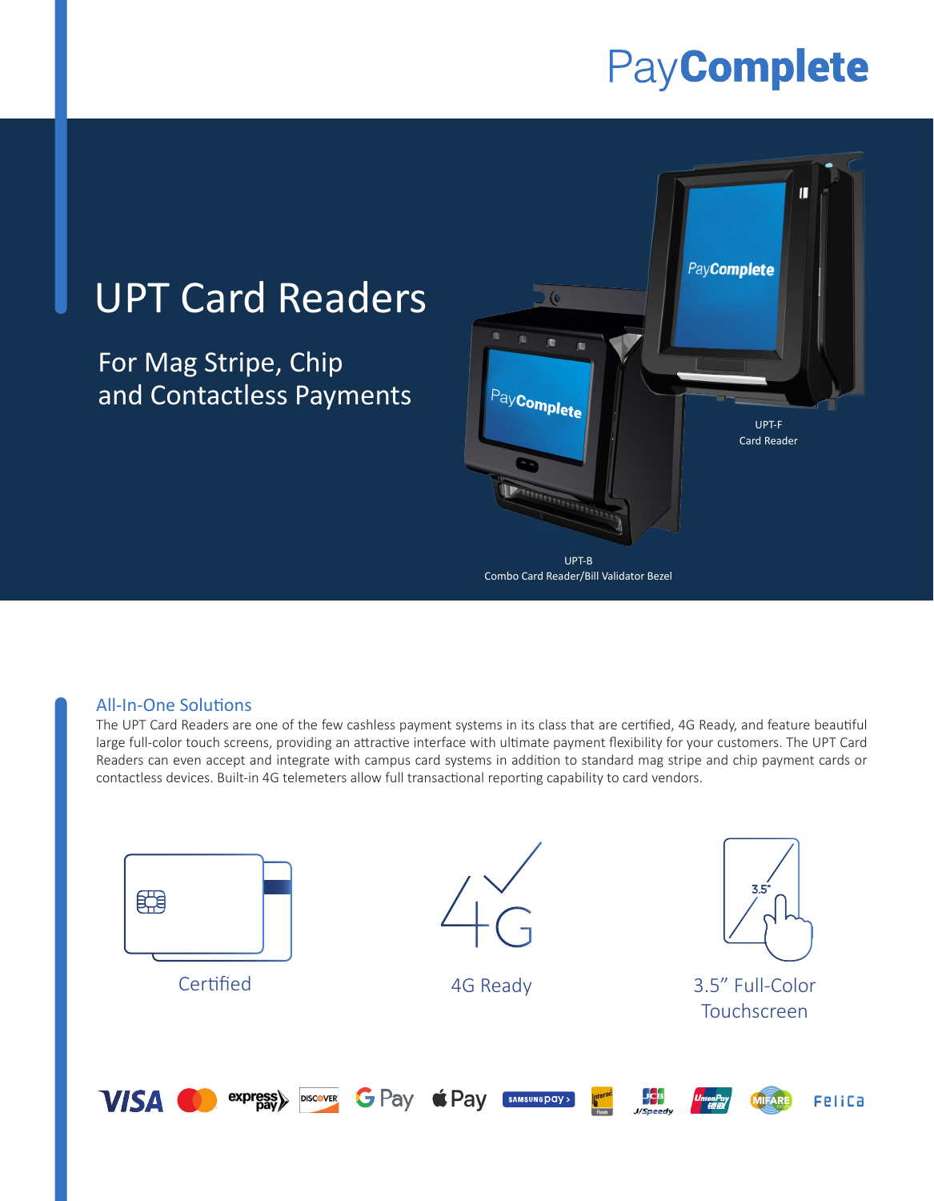# PayComplete

# UPT Card Readers

## For Mag Stripe, Chip and Contactless Payments

UPT-F
Card Reader

UPT-B
Combo Card Reader/Bill Validator Bezel

### All-In-One Solutions

The UPT Card Readers are one of the few cashless payment systems in its class that are certified, 4G Ready, and feature beautiful large full-color touch screens, providing an attractive interface with ultimate payment flexibility for your customers. The UPT Card Readers can even accept and integrate with campus card systems in addition to standard mag stripe and chip payment cards or contactless devices. Built-in 4G telemeters allow full transactional reporting capability to card vendors.

Certified

4G Ready

3.5" Full-Color Touchscreen

VISA · Mastercard · expresspay · DISCOVER · G Pay · Apple Pay · Samsung Pay · Interac Flash · JCB J/Speedy · UnionPay · MIFARE · FeliCa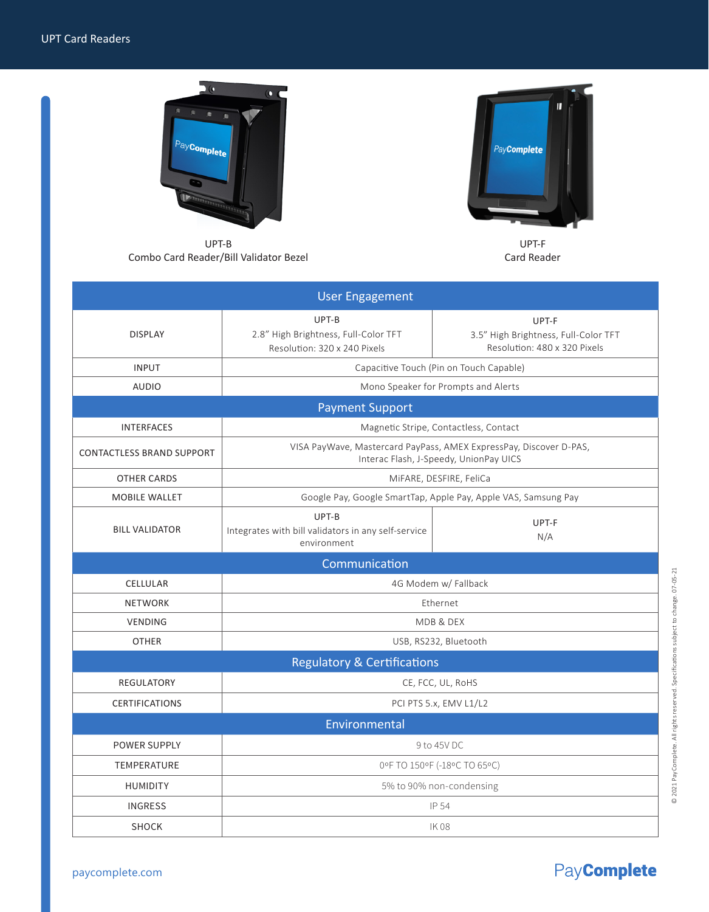# UPT Card Readers

UPT-B
Combo Card Reader/Bill Validator Bezel

UPT-F
Card Reader

| | | |
|---|---|---|
| **User Engagement** | | |
| DISPLAY | UPT-B<br>2.8" High Brightness, Full-Color TFT<br>Resolution: 320 x 240 Pixels | UPT-F<br>3.5" High Brightness, Full-Color TFT<br>Resolution: 480 x 320 Pixels |
| INPUT | Capacitive Touch (Pin on Touch Capable) | |
| AUDIO | Mono Speaker for Prompts and Alerts | |
| **Payment Support** | | |
| INTERFACES | Magnetic Stripe, Contactless, Contact | |
| CONTACTLESS BRAND SUPPORT | VISA PayWave, Mastercard PayPass, AMEX ExpressPay, Discover D-PAS, Interac Flash, J-Speedy, UnionPay UICS | |
| OTHER CARDS | MiFARE, DESFIRE, FeliCa | |
| MOBILE WALLET | Google Pay, Google SmartTap, Apple Pay, Apple VAS, Samsung Pay | |
| BILL VALIDATOR | UPT-B<br>Integrates with bill validators in any self-service environment | UPT-F<br>N/A |
| **Communication** | | |
| CELLULAR | 4G Modem w/ Fallback | |
| NETWORK | Ethernet | |
| VENDING | MDB & DEX | |
| OTHER | USB, RS232, Bluetooth | |
| **Regulatory & Certifications** | | |
| REGULATORY | CE, FCC, UL, RoHS | |
| CERTIFICATIONS | PCI PTS 5.x, EMV L1/L2 | |
| **Environmental** | | |
| POWER SUPPLY | 9 to 45V DC | |
| TEMPERATURE | 0ºF TO 150ºF (-18ºC TO 65ºC) | |
| HUMIDITY | 5% to 90% non-condensing | |
| INGRESS | IP 54 | |
| SHOCK | IK 08 | |

© 2021 PayComplete. All rights reserved. Specifications subject to change. 07-05-21

paycomplete.com

PayComplete